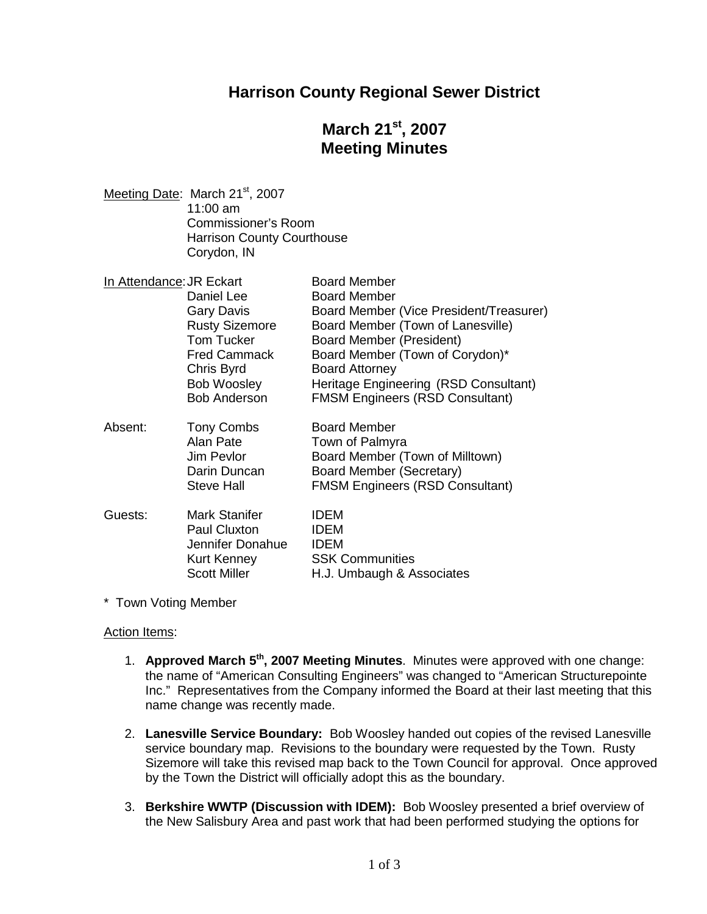# Harrison County Regional Sewer District

## March 21st, 2007
## Meeting Minutes

Meeting Date: March 21st, 2007
11:00 am
Commissioner's Room
Harrison County Courthouse
Corydon, IN

In Attendance:

| Name | Role |
|---|---|
| JR Eckart | Board Member |
| Daniel Lee | Board Member |
| Gary Davis | Board Member (Vice President/Treasurer) |
| Rusty Sizemore | Board Member (Town of Lanesville) |
| Tom Tucker | Board Member (President) |
| Fred Cammack | Board Member (Town of Corydon)* |
| Chris Byrd | Board Attorney |
| Bob Woosley | Heritage Engineering (RSD Consultant) |
| Bob Anderson | FMSM Engineers (RSD Consultant) |

Absent:

| Name | Role |
|---|---|
| Tony Combs | Board Member |
| Alan Pate | Town of Palmyra |
| Jim Pevlor | Board Member (Town of Milltown) |
| Darin Duncan | Board Member (Secretary) |
| Steve Hall | FMSM Engineers (RSD Consultant) |

Guests:

| Name | Organization |
|---|---|
| Mark Stanifer | IDEM |
| Paul Cluxton | IDEM |
| Jennifer Donahue | IDEM |
| Kurt Kenney | SSK Communities |
| Scott Miller | H.J. Umbaugh & Associates |

\* Town Voting Member

Action Items:

1. **Approved March 5th, 2007 Meeting Minutes**. Minutes were approved with one change: the name of "American Consulting Engineers" was changed to "American Structurepointe Inc." Representatives from the Company informed the Board at their last meeting that this name change was recently made.

2. **Lanesville Service Boundary:** Bob Woosley handed out copies of the revised Lanesville service boundary map. Revisions to the boundary were requested by the Town. Rusty Sizemore will take this revised map back to the Town Council for approval. Once approved by the Town the District will officially adopt this as the boundary.

3. **Berkshire WWTP (Discussion with IDEM):** Bob Woosley presented a brief overview of the New Salisbury Area and past work that had been performed studying the options for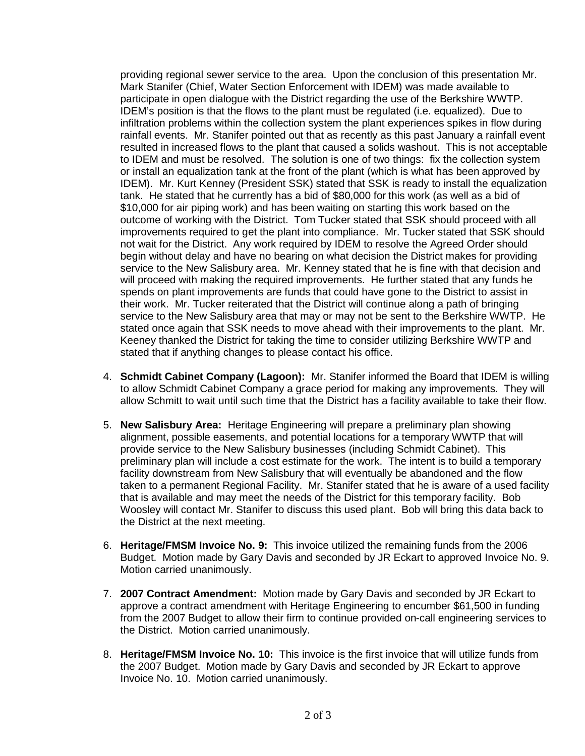providing regional sewer service to the area. Upon the conclusion of this presentation Mr. Mark Stanifer (Chief, Water Section Enforcement with IDEM) was made available to participate in open dialogue with the District regarding the use of the Berkshire WWTP. IDEM's position is that the flows to the plant must be regulated (i.e. equalized). Due to infiltration problems within the collection system the plant experiences spikes in flow during rainfall events. Mr. Stanifer pointed out that as recently as this past January a rainfall event resulted in increased flows to the plant that caused a solids washout. This is not acceptable to IDEM and must be resolved. The solution is one of two things: fix the collection system or install an equalization tank at the front of the plant (which is what has been approved by IDEM). Mr. Kurt Kenney (President SSK) stated that SSK is ready to install the equalization tank. He stated that he currently has a bid of $80,000 for this work (as well as a bid of $10,000 for air piping work) and has been waiting on starting this work based on the outcome of working with the District. Tom Tucker stated that SSK should proceed with all improvements required to get the plant into compliance. Mr. Tucker stated that SSK should not wait for the District. Any work required by IDEM to resolve the Agreed Order should begin without delay and have no bearing on what decision the District makes for providing service to the New Salisbury area. Mr. Kenney stated that he is fine with that decision and will proceed with making the required improvements. He further stated that any funds he spends on plant improvements are funds that could have gone to the District to assist in their work. Mr. Tucker reiterated that the District will continue along a path of bringing service to the New Salisbury area that may or may not be sent to the Berkshire WWTP. He stated once again that SSK needs to move ahead with their improvements to the plant. Mr. Keeney thanked the District for taking the time to consider utilizing Berkshire WWTP and stated that if anything changes to please contact his office.

4. **Schmidt Cabinet Company (Lagoon):** Mr. Stanifer informed the Board that IDEM is willing to allow Schmidt Cabinet Company a grace period for making any improvements. They will allow Schmitt to wait until such time that the District has a facility available to take their flow.

5. **New Salisbury Area:** Heritage Engineering will prepare a preliminary plan showing alignment, possible easements, and potential locations for a temporary WWTP that will provide service to the New Salisbury businesses (including Schmidt Cabinet). This preliminary plan will include a cost estimate for the work. The intent is to build a temporary facility downstream from New Salisbury that will eventually be abandoned and the flow taken to a permanent Regional Facility. Mr. Stanifer stated that he is aware of a used facility that is available and may meet the needs of the District for this temporary facility. Bob Woosley will contact Mr. Stanifer to discuss this used plant. Bob will bring this data back to the District at the next meeting.

6. **Heritage/FMSM Invoice No. 9:** This invoice utilized the remaining funds from the 2006 Budget. Motion made by Gary Davis and seconded by JR Eckart to approved Invoice No. 9. Motion carried unanimously.

7. **2007 Contract Amendment:** Motion made by Gary Davis and seconded by JR Eckart to approve a contract amendment with Heritage Engineering to encumber $61,500 in funding from the 2007 Budget to allow their firm to continue provided on-call engineering services to the District. Motion carried unanimously.

8. **Heritage/FMSM Invoice No. 10:** This invoice is the first invoice that will utilize funds from the 2007 Budget. Motion made by Gary Davis and seconded by JR Eckart to approve Invoice No. 10. Motion carried unanimously.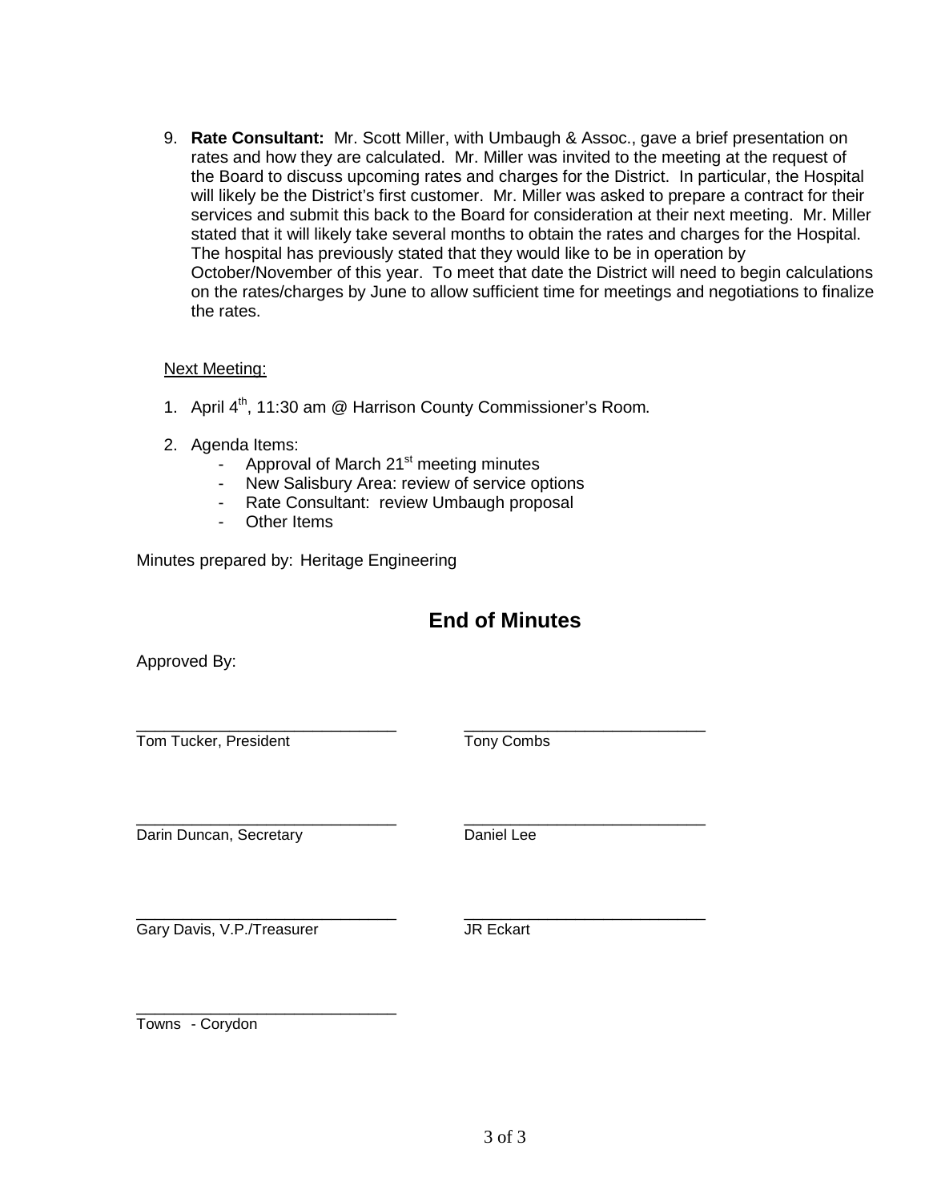9. **Rate Consultant:** Mr. Scott Miller, with Umbaugh & Assoc., gave a brief presentation on rates and how they are calculated. Mr. Miller was invited to the meeting at the request of the Board to discuss upcoming rates and charges for the District. In particular, the Hospital will likely be the District's first customer. Mr. Miller was asked to prepare a contract for their services and submit this back to the Board for consideration at their next meeting. Mr. Miller stated that it will likely take several months to obtain the rates and charges for the Hospital. The hospital has previously stated that they would like to be in operation by October/November of this year. To meet that date the District will need to begin calculations on the rates/charges by June to allow sufficient time for meetings and negotiations to finalize the rates.

<u>Next Meeting:</u>

1. April 4th, 11:30 am @ Harrison County Commissioner's Room.

2. Agenda Items:
   - Approval of March 21st meeting minutes
   - New Salisbury Area: review of service options
   - Rate Consultant: review Umbaugh proposal
   - Other Items

Minutes prepared by: Heritage Engineering

## End of Minutes

Approved By:

| | |
|---|---|
| ____________________________ | ____________________________ |
| Tom Tucker, President | Tony Combs |
| ____________________________ | ____________________________ |
| Darin Duncan, Secretary | Daniel Lee |
| ____________________________ | ____________________________ |
| Gary Davis, V.P./Treasurer | JR Eckart |
| ____________________________ | |
| Towns - Corydon | |